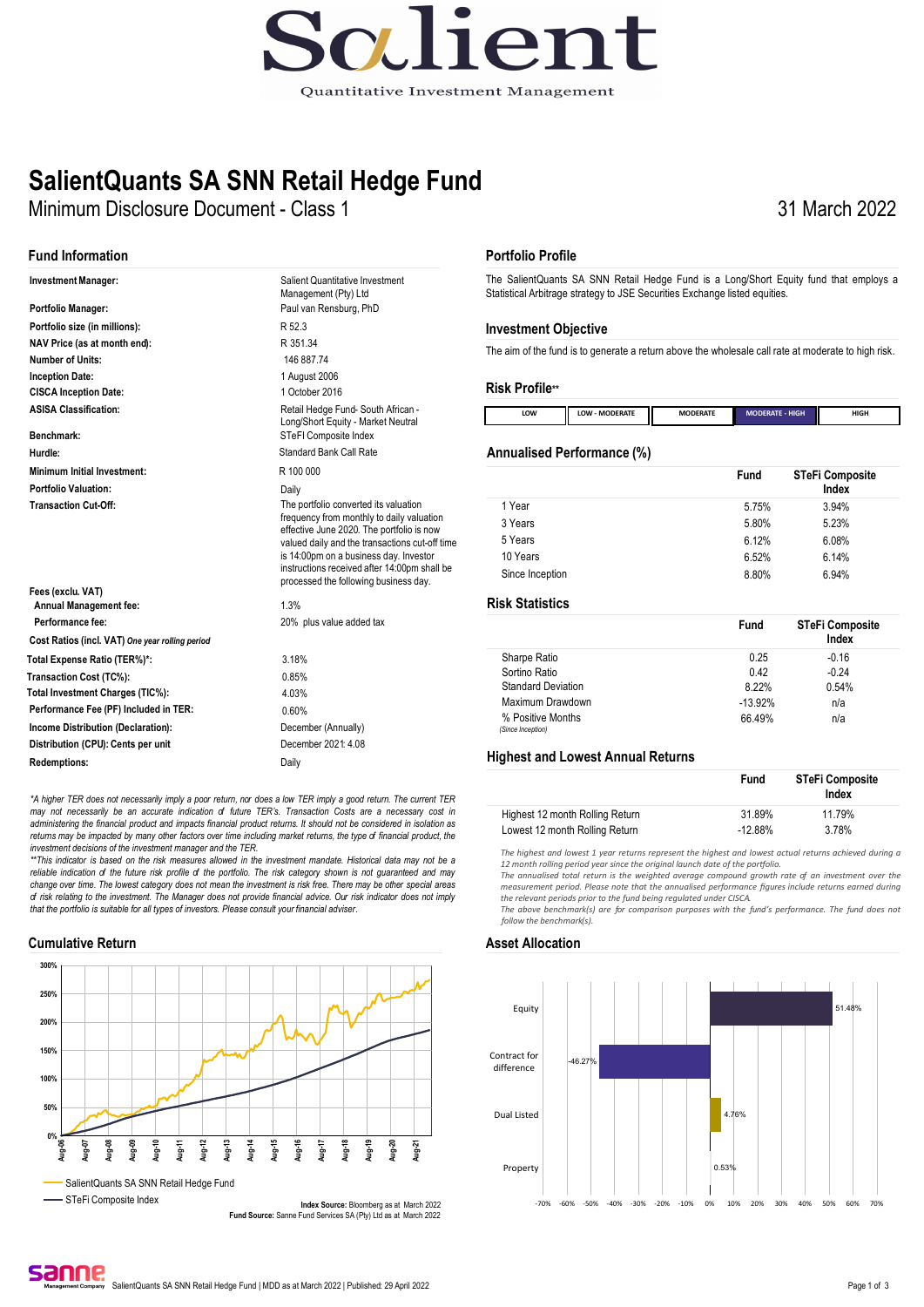# SalientQuants SA SNN Retail Hedge Fund

Minimum Disclosure Document - Class 1

31 March 2022

## Fund Information

| | |
|---|---|
| **Investment Manager:** | Salient Quantitative Investment Management (Pty) Ltd |
| **Portfolio Manager:** | Paul van Rensburg, PhD |
| **Portfolio size (in millions):** | R 52.3 |
| **NAV Price (as at month end):** | R 351.34 |
| **Number of Units:** | 146 887.74 |
| **Inception Date:** | 1 August 2006 |
| **CISCA Inception Date:** | 1 October 2016 |
| **ASISA Classification:** | Retail Hedge Fund- South African - Long/Short Equity - Market Neutral |
| **Benchmark:** | STeFI Composite Index |
| **Hurdle:** | Standard Bank Call Rate |
| **Minimum Initial Investment:** | R 100 000 |
| **Portfolio Valuation:** | Daily |
| **Transaction Cut-Off:** | The portfolio converted its valuation frequency from monthly to daily valuation effective June 2020. The portfolio is now valued daily and the transactions cut-off time is 14:00pm on a business day. Investor instructions received after 14:00pm shall be processed the following business day. |
| **Fees (exclu. VAT)** | |
| **Annual Management fee:** | 1.3% |
| **Performance fee:** | 20% plus value added tax |
| **Cost Ratios (incl. VAT)** *One year rolling period* | |
| **Total Expense Ratio (TER%)*:** | 3.18% |
| **Transaction Cost (TC%):** | 0.85% |
| **Total Investment Charges (TIC%):** | 4.03% |
| **Performance Fee (PF) Included in TER:** | 0.60% |
| **Income Distribution (Declaration):** | December (Annually) |
| **Distribution (CPU): Cents per unit** | December 2021: 4.08 |
| **Redemptions:** | Daily |

*\*A higher TER does not necessarily imply a poor return, nor does a low TER imply a good return. The current TER may not necessarily be an accurate indication of future TER's. Transaction Costs are a necessary cost in administering the financial product and impacts financial product returns. It should not be considered in isolation as returns may be impacted by many other factors over time including market returns, the type of financial product, the investment decisions of the investment manager and the TER.*

*\*\*This indicator is based on the risk measures allowed in the investment mandate. Historical data may not be a reliable indication of the future risk profile of the portfolio. The risk category shown is not guaranteed and may change over time. The lowest category does not mean the investment is risk free. There may be other special areas of risk relating to the investment. The Manager does not provide financial advice. Our risk indicator does not imply that the portfolio is suitable for all types of investors. Please consult your financial adviser.*

## Cumulative Return

Legend: SalientQuants SA SNN Retail Hedge Fund; STeFi Composite Index

**Index Source:** Bloomberg as at March 2022
**Fund Source:** Sanne Fund Services SA (Pty) Ltd as at March 2022

## Portfolio Profile

The SalientQuants SA SNN Retail Hedge Fund is a Long/Short Equity fund that employs a Statistical Arbitrage strategy to JSE Securities Exchange listed equities.

## Investment Objective

The aim of the fund is to generate a return above the wholesale call rate at moderate to high risk.

## Risk Profile**

| LOW | LOW - MODERATE | MODERATE | **MODERATE - HIGH** | HIGH |
|---|---|---|---|---|

## Annualised Performance (%)

| | Fund | STeFi Composite Index |
|---|---|---|
| 1 Year | 5.75% | 3.94% |
| 3 Years | 5.80% | 5.23% |
| 5 Years | 6.12% | 6.08% |
| 10 Years | 6.52% | 6.14% |
| Since Inception | 8.80% | 6.94% |

## Risk Statistics

| | Fund | STeFi Composite Index |
|---|---|---|
| Sharpe Ratio | 0.25 | -0.16 |
| Sortino Ratio | 0.42 | -0.24 |
| Standard Deviation | 8.22% | 0.54% |
| Maximum Drawdown | -13.92% | n/a |
| % Positive Months *(Since Inception)* | 66.49% | n/a |

## Highest and Lowest Annual Returns

| | Fund | STeFi Composite Index |
|---|---|---|
| Highest 12 month Rolling Return | 31.89% | 11.79% |
| Lowest 12 month Rolling Return | -12.88% | 3.78% |

*The highest and lowest 1 year returns represent the highest and lowest actual returns achieved during a 12 month rolling period year since the original launch date of the portfolio.*
*The annualised total return is the weighted average compound growth rate of an investment over the measurement period. Please note that the annualised performance figures include returns earned during the relevant periods prior to the fund being regulated under CISCA.*
*The above benchmark(s) are for comparison purposes with the fund's performance. The fund does not follow the benchmark(s).*

## Asset Allocation

| Asset | Allocation |
|---|---|
| Equity | 51.48% |
| Contract for difference | -46.27% |
| Dual Listed | 4.76% |
| Property | 0.53% |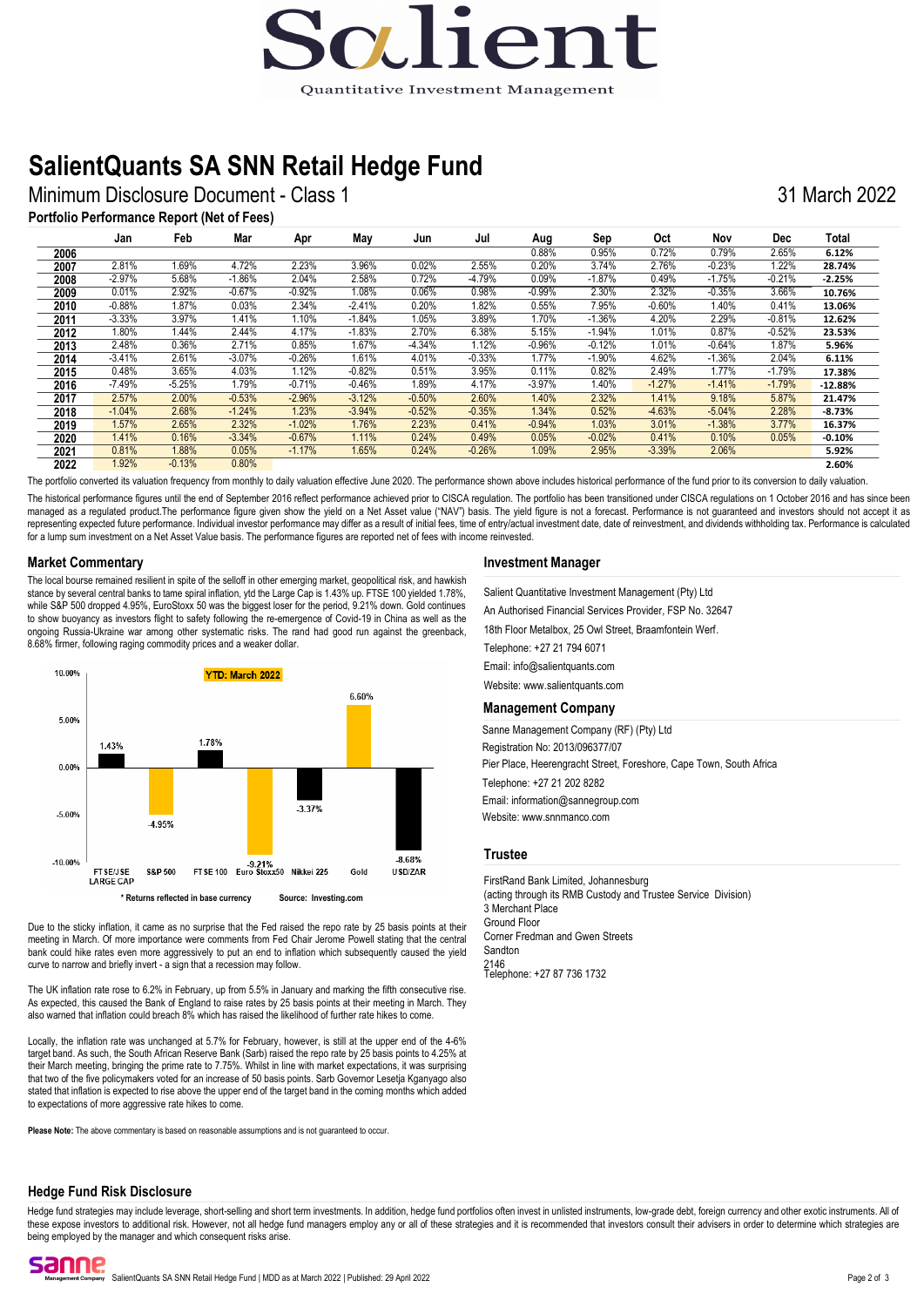# SalientQuants SA SNN Retail Hedge Fund

## Minimum Disclosure Document - Class 1

31 March 2022

### Portfolio Performance Report (Net of Fees)

| | Jan | Feb | Mar | Apr | May | Jun | Jul | Aug | Sep | Oct | Nov | Dec | Total |
|---|---|---|---|---|---|---|---|---|---|---|---|---|---|
| 2006 | | | | | | | | 0.88% | 0.95% | 0.72% | 0.79% | 2.65% | 6.12% |
| 2007 | 2.81% | 1.69% | 4.72% | 2.23% | 3.96% | 0.02% | 2.55% | 0.20% | 3.74% | 2.76% | -0.23% | 1.22% | 28.74% |
| 2008 | -2.97% | 5.68% | -1.86% | 2.04% | 2.58% | 0.72% | -4.79% | 0.09% | -1.87% | 0.49% | -1.75% | -0.21% | -2.25% |
| 2009 | 0.01% | 2.92% | -0.67% | -0.92% | 1.08% | 0.06% | 0.98% | -0.99% | 2.30% | 2.32% | -0.35% | 3.66% | 10.76% |
| 2010 | -0.88% | 1.87% | 0.03% | 2.34% | -2.41% | 0.20% | 1.82% | 0.55% | 7.95% | -0.60% | 1.40% | 0.41% | 13.06% |
| 2011 | -3.33% | 3.97% | 1.41% | 1.10% | -1.84% | 1.05% | 3.89% | 1.70% | -1.36% | 4.20% | 2.29% | -0.81% | 12.62% |
| 2012 | 1.80% | 1.44% | 2.44% | 4.17% | -1.83% | 2.70% | 6.38% | 5.15% | -1.94% | 1.01% | 0.87% | -0.52% | 23.53% |
| 2013 | 2.48% | 0.36% | 2.71% | 0.85% | 1.67% | -4.34% | 1.12% | -0.96% | -0.12% | 1.01% | -0.64% | 1.87% | 5.96% |
| 2014 | -3.41% | 2.61% | -3.07% | -0.26% | 1.61% | 4.01% | -0.33% | 1.77% | -1.90% | 4.62% | -1.36% | 2.04% | 6.11% |
| 2015 | 0.48% | 3.65% | 4.03% | 1.12% | -0.82% | 0.51% | 3.95% | 0.11% | 0.82% | 2.49% | 1.77% | -1.79% | 17.38% |
| 2016 | -7.49% | -5.25% | 1.79% | -0.71% | -0.46% | 1.89% | 4.17% | -3.97% | 1.40% | -1.27% | -1.41% | -1.79% | -12.88% |
| 2017 | 2.57% | 2.00% | -0.53% | -2.96% | -3.12% | -0.50% | 2.60% | 1.40% | 2.32% | 1.41% | 9.18% | 5.87% | 21.47% |
| 2018 | -1.04% | 2.68% | -1.24% | 1.23% | -3.94% | -0.52% | -0.35% | 1.34% | 0.52% | -4.63% | -5.04% | 2.28% | -8.73% |
| 2019 | 1.57% | 2.65% | 2.32% | -1.02% | 1.76% | 2.23% | 0.41% | -0.94% | 1.03% | 3.01% | -1.38% | 3.77% | 16.37% |
| 2020 | 1.41% | 0.16% | -3.34% | -0.67% | 1.11% | 0.24% | 0.49% | 0.05% | -0.02% | 0.41% | 0.10% | 0.05% | -0.10% |
| 2021 | 0.81% | 1.88% | 0.05% | -1.17% | 1.65% | 0.24% | -0.26% | 1.09% | 2.95% | -3.39% | 2.06% | | 5.92% |
| 2022 | 1.92% | -0.13% | 0.80% | | | | | | | | | | 2.60% |

The portfolio converted its valuation frequency from monthly to daily valuation effective June 2020. The performance shown above includes historical performance of the fund prior to its conversion to daily valuation.

The historical performance figures until the end of September 2016 reflect performance achieved prior to CISCA regulation. The portfolio has been transitioned under CISCA regulations on 1 October 2016 and has since been managed as a regulated product.The performance figure given show the yield on a Net Asset value ("NAV") basis. The yield figure is not a forecast. Performance is not guaranteed and investors should not accept it as representing expected future performance. Individual investor performance may differ as a result of initial fees, time of entry/actual investment date, date of reinvestment, and dividends withholding tax. Performance is calculated for a lump sum investment on a Net Asset Value basis. The performance figures are reported net of fees with income reinvested.

## Market Commentary

The local bourse remained resilient in spite of the selloff in other emerging market, geopolitical risk, and hawkish stance by several central banks to tame spiral inflation, ytd the Large Cap is 1.43% up. FTSE 100 yielded 1.78%, while S&P 500 dropped 4.95%, EuroStoxx 50 was the biggest loser for the period, 9.21% down. Gold continues to show buoyancy as investors flight to safety following the re-emergence of Covid-19 in China as well as the ongoing Russia-Ukraine war among other systematic risks. The rand had good run against the greenback, 8.68% firmer, following raging commodity prices and a weaker dollar.

YTD: March 2022

| FTSE/JSE LARGE CAP | S&P 500 | FTSE 100 | Euro Stoxx50 | Nikkei 225 | Gold | USD/ZAR |
|---|---|---|---|---|---|---|
| 1.43% | -4.95% | 1.78% | -9.21% | -3.37% | 6.60% | -8.68% |

\* Returns reflected in base currency    Source: Investing.com

Due to the sticky inflation, it came as no surprise that the Fed raised the repo rate by 25 basis points at their meeting in March. Of more importance were comments from Fed Chair Jerome Powell stating that the central bank could hike rates even more aggressively to put an end to inflation which subsequently caused the yield curve to narrow and briefly invert - a sign that a recession may follow.

The UK inflation rate rose to 6.2% in February, up from 5.5% in January and marking the fifth consecutive rise. As expected, this caused the Bank of England to raise rates by 25 basis points at their meeting in March. They also warned that inflation could breach 8% which has raised the likelihood of further rate hikes to come.

Locally, the inflation rate was unchanged at 5.7% for February, however, is still at the upper end of the 4-6% target band. As such, the South African Reserve Bank (Sarb) raised the repo rate by 25 basis points to 4.25% at their March meeting, bringing the prime rate to 7.75%. Whilst in line with market expectations, it was surprising that two of the five policymakers voted for an increase of 50 basis points. Sarb Governor Lesetja Kganyago also stated that inflation is expected to rise above the upper end of the target band in the coming months which added to expectations of more aggressive rate hikes to come.

**Please Note:** The above commentary is based on reasonable assumptions and is not guaranteed to occur.

## Investment Manager

Salient Quantitative Investment Management (Pty) Ltd

An Authorised Financial Services Provider, FSP No. 32647

18th Floor Metalbox, 25 Owl Street, Braamfontein Werf.

Telephone: +27 21 794 6071

Email: info@salientquants.com

Website: www.salientquants.com

## Management Company

Sanne Management Company (RF) (Pty) Ltd

Registration No: 2013/096377/07

Pier Place, Heerengracht Street, Foreshore, Cape Town, South Africa

Telephone: +27 21 202 8282

Email: information@sannegroup.com

Website: www.snnmanco.com

## Trustee

FirstRand Bank Limited, Johannesburg
(acting through its RMB Custody and Trustee Service Division)
3 Merchant Place
Ground Floor
Corner Fredman and Gwen Streets
Sandton
2146
Telephone: +27 87 736 1732

## Hedge Fund Risk Disclosure

Hedge fund strategies may include leverage, short-selling and short term investments. In addition, hedge fund portfolios often invest in unlisted instruments, low-grade debt, foreign currency and other exotic instruments. All of these expose investors to additional risk. However, not all hedge fund managers employ any or all of these strategies and it is recommended that investors consult their advisers in order to determine which strategies are being employed by the manager and which consequent risks arise.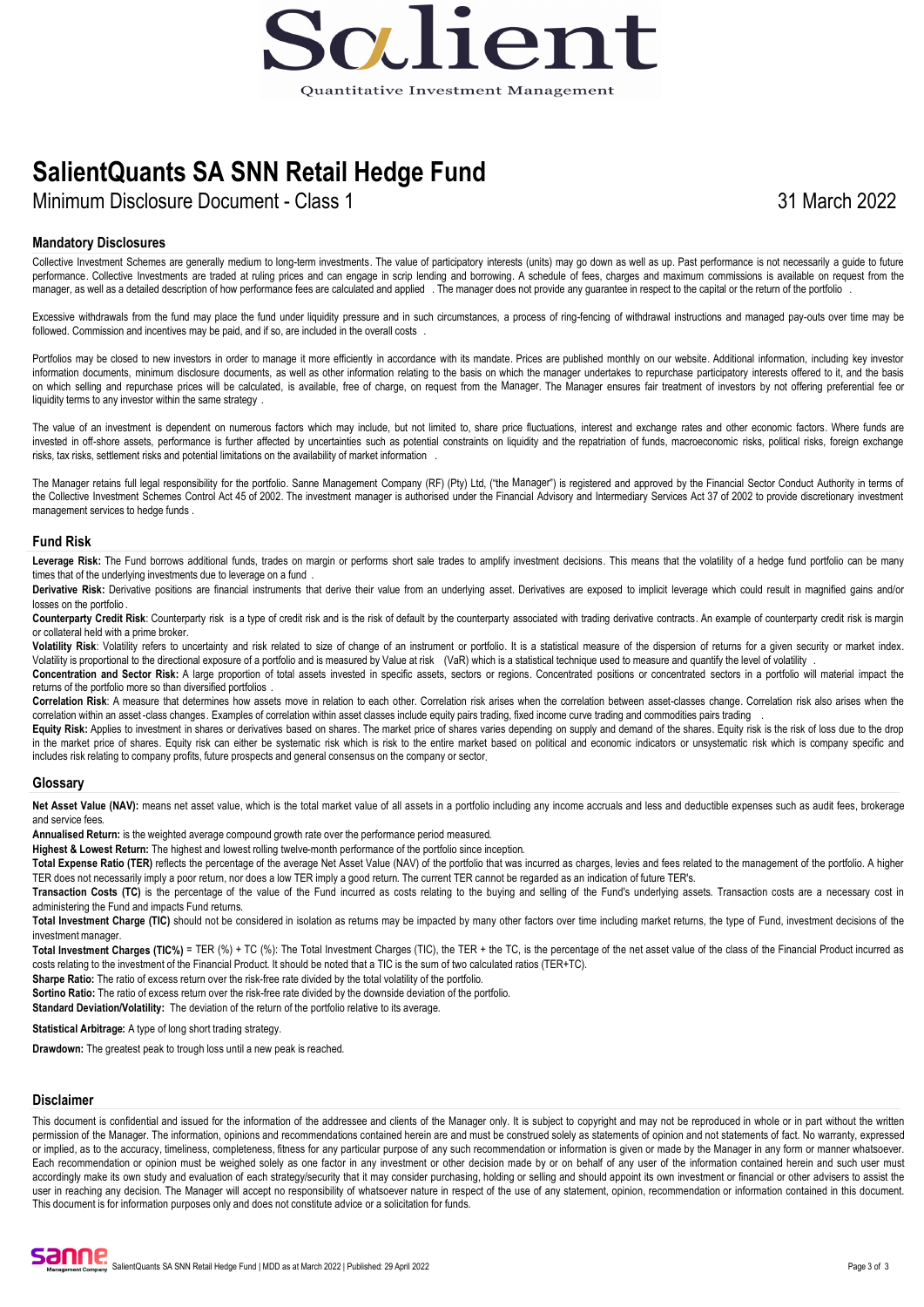# SalientQuants SA SNN Retail Hedge Fund

Minimum Disclosure Document - Class 1

31 March 2022

## Mandatory Disclosures

Collective Investment Schemes are generally medium to long-term investments. The value of participatory interests (units) may go down as well as up. Past performance is not necessarily a guide to future performance. Collective Investments are traded at ruling prices and can engage in scrip lending and borrowing. A schedule of fees, charges and maximum commissions is available on request from the manager, as well as a detailed description of how performance fees are calculated and applied . The manager does not provide any guarantee in respect to the capital or the return of the portfolio .

Excessive withdrawals from the fund may place the fund under liquidity pressure and in such circumstances, a process of ring-fencing of withdrawal instructions and managed pay-outs over time may be followed. Commission and incentives may be paid, and if so, are included in the overall costs .

Portfolios may be closed to new investors in order to manage it more efficiently in accordance with its mandate. Prices are published monthly on our website. Additional information, including key investor information documents, minimum disclosure documents, as well as other information relating to the basis on which the manager undertakes to repurchase participatory interests offered to it, and the basis on which selling and repurchase prices will be calculated, is available, free of charge, on request from the Manager. The Manager ensures fair treatment of investors by not offering preferential fee or liquidity terms to any investor within the same strategy .

The value of an investment is dependent on numerous factors which may include, but not limited to, share price fluctuations, interest and exchange rates and other economic factors. Where funds are invested in off-shore assets, performance is further affected by uncertainties such as potential constraints on liquidity and the repatriation of funds, macroeconomic risks, political risks, foreign exchange risks, tax risks, settlement risks and potential limitations on the availability of market information .

The Manager retains full legal responsibility for the portfolio. Sanne Management Company (RF) (Pty) Ltd, ("the Manager") is registered and approved by the Financial Sector Conduct Authority in terms of the Collective Investment Schemes Control Act 45 of 2002. The investment manager is authorised under the Financial Advisory and Intermediary Services Act 37 of 2002 to provide discretionary investment management services to hedge funds .

## Fund Risk

**Leverage Risk:** The Fund borrows additional funds, trades on margin or performs short sale trades to amplify investment decisions. This means that the volatility of a hedge fund portfolio can be many times that of the underlying investments due to leverage on a fund .

**Derivative Risk:** Derivative positions are financial instruments that derive their value from an underlying asset. Derivatives are exposed to implicit leverage which could result in magnified gains and/or losses on the portfolio .

**Counterparty Credit Risk**: Counterparty risk is a type of credit risk and is the risk of default by the counterparty associated with trading derivative contracts. An example of counterparty credit risk is margin or collateral held with a prime broker.

**Volatility Risk**: Volatility refers to uncertainty and risk related to size of change of an instrument or portfolio. It is a statistical measure of the dispersion of returns for a given security or market index. Volatility is proportional to the directional exposure of a portfolio and is measured by Value at risk (VaR) which is a statistical technique used to measure and quantify the level of volatility .

**Concentration and Sector Risk:** A large proportion of total assets invested in specific assets, sectors or regions. Concentrated positions or concentrated sectors in a portfolio will material impact the returns of the portfolio more so than diversified portfolios .

**Correlation Risk**: A measure that determines how assets move in relation to each other. Correlation risk arises when the correlation between asset-classes change. Correlation risk also arises when the correlation within an asset-class changes. Examples of correlation within asset classes include equity pairs trading, fixed income curve trading and commodities pairs trading .

**Equity Risk:** Applies to investment in shares or derivatives based on shares. The market price of shares varies depending on supply and demand of the shares. Equity risk is the risk of loss due to the drop in the market price of shares. Equity risk can either be systematic risk which is risk to the entire market based on political and economic indicators or unsystematic risk which is company specific and includes risk relating to company profits, future prospects and general consensus on the company or sector.

## Glossary

**Net Asset Value (NAV):** means net asset value, which is the total market value of all assets in a portfolio including any income accruals and less and deductible expenses such as audit fees, brokerage and service fees.

**Annualised Return:** is the weighted average compound growth rate over the performance period measured.

**Highest & Lowest Return:** The highest and lowest rolling twelve-month performance of the portfolio since inception.

**Total Expense Ratio (TER)** reflects the percentage of the average Net Asset Value (NAV) of the portfolio that was incurred as charges, levies and fees related to the management of the portfolio. A higher TER does not necessarily imply a poor return, nor does a low TER imply a good return. The current TER cannot be regarded as an indication of future TER's.

**Transaction Costs (TC)** is the percentage of the value of the Fund incurred as costs relating to the buying and selling of the Fund's underlying assets. Transaction costs are a necessary cost in administering the Fund and impacts Fund returns.

**Total Investment Charge (TIC)** should not be considered in isolation as returns may be impacted by many other factors over time including market returns, the type of Fund, investment decisions of the investment manager.

**Total Investment Charges (TIC%)** = TER (%) + TC (%): The Total Investment Charges (TIC), the TER + the TC, is the percentage of the net asset value of the class of the Financial Product incurred as costs relating to the investment of the Financial Product. It should be noted that a TIC is the sum of two calculated ratios (TER+TC).

**Sharpe Ratio:** The ratio of excess return over the risk-free rate divided by the total volatility of the portfolio.

**Sortino Ratio:** The ratio of excess return over the risk-free rate divided by the downside deviation of the portfolio.

**Standard Deviation/Volatility:** The deviation of the return of the portfolio relative to its average.

**Statistical Arbitrage:** A type of long short trading strategy.

**Drawdown:** The greatest peak to trough loss until a new peak is reached.

## Disclaimer

This document is confidential and issued for the information of the addressee and clients of the Manager only. It is subject to copyright and may not be reproduced in whole or in part without the written permission of the Manager. The information, opinions and recommendations contained herein are and must be construed solely as statements of opinion and not statements of fact. No warranty, expressed or implied, as to the accuracy, timeliness, completeness, fitness for any particular purpose of any such recommendation or information is given or made by the Manager in any form or manner whatsoever. Each recommendation or opinion must be weighed solely as one factor in any investment or other decision made by or on behalf of any user of the information contained herein and such user must accordingly make its own study and evaluation of each strategy/security that it may consider purchasing, holding or selling and should appoint its own investment or financial or other advisers to assist the user in reaching any decision. The Manager will accept no responsibility of whatsoever nature in respect of the use of any statement, opinion, recommendation or information contained in this document. This document is for information purposes only and does not constitute advice or a solicitation for funds.